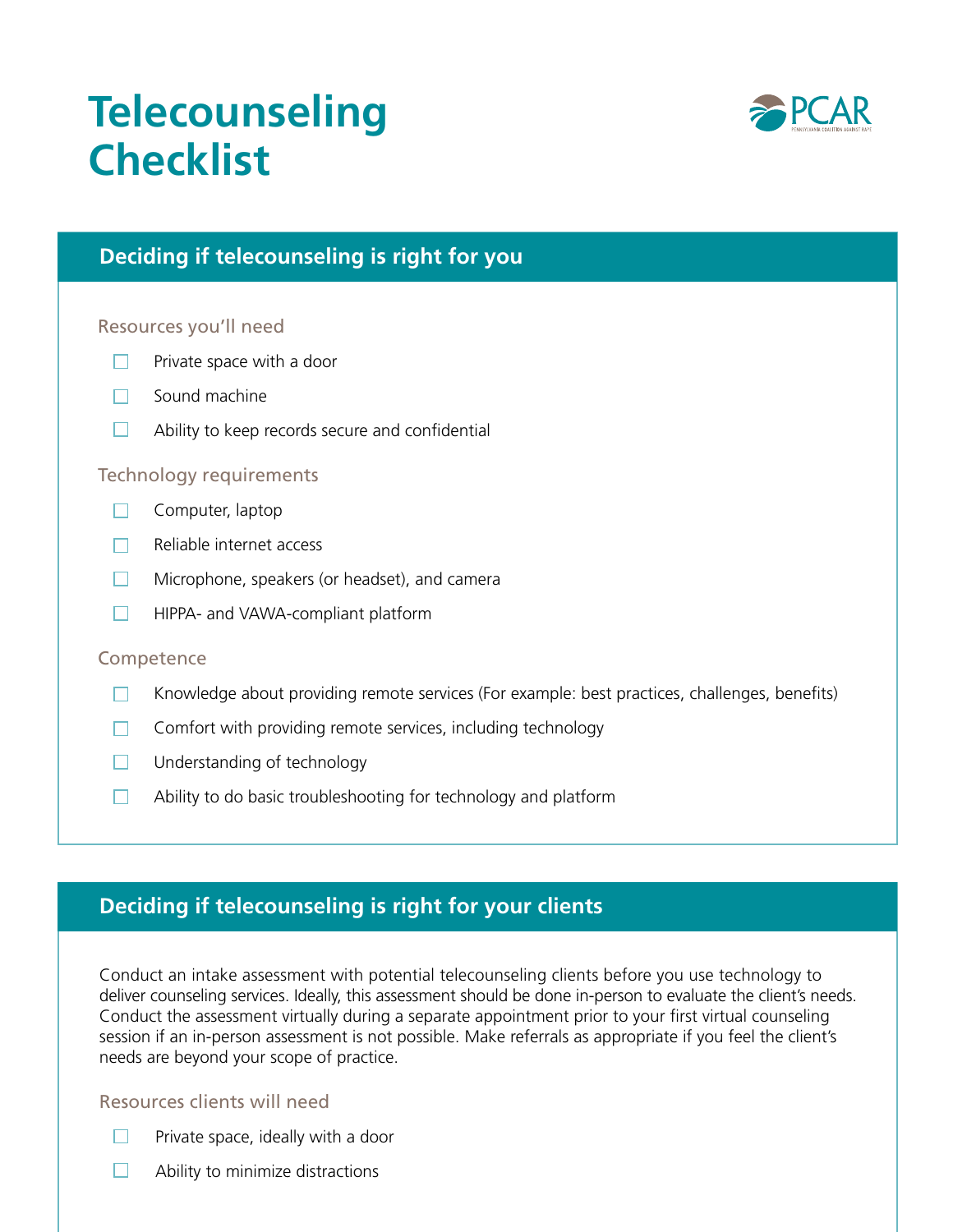# Telecounseling Checklist

## Deciding if telecounseling is right for you

### Resources you'll need

- [ ] Private space with a door
- [ ] Sound machine
- [ ] Ability to keep records secure and confidential

### Technology requirements

- [ ] Computer, laptop
- [ ] Reliable internet access
- [ ] Microphone, speakers (or headset), and camera
- [ ] HIPPA- and VAWA-compliant platform

### Competence

- [ ] Knowledge about providing remote services (For example: best practices, challenges, benefits)
- [ ] Comfort with providing remote services, including technology
- [ ] Understanding of technology
- [ ] Ability to do basic troubleshooting for technology and platform

## Deciding if telecounseling is right for your clients

Conduct an intake assessment with potential telecounseling clients before you use technology to deliver counseling services. Ideally, this assessment should be done in-person to evaluate the client's needs. Conduct the assessment virtually during a separate appointment prior to your first virtual counseling session if an in-person assessment is not possible. Make referrals as appropriate if you feel the client's needs are beyond your scope of practice.

### Resources clients will need

- [ ] Private space, ideally with a door
- [ ] Ability to minimize distractions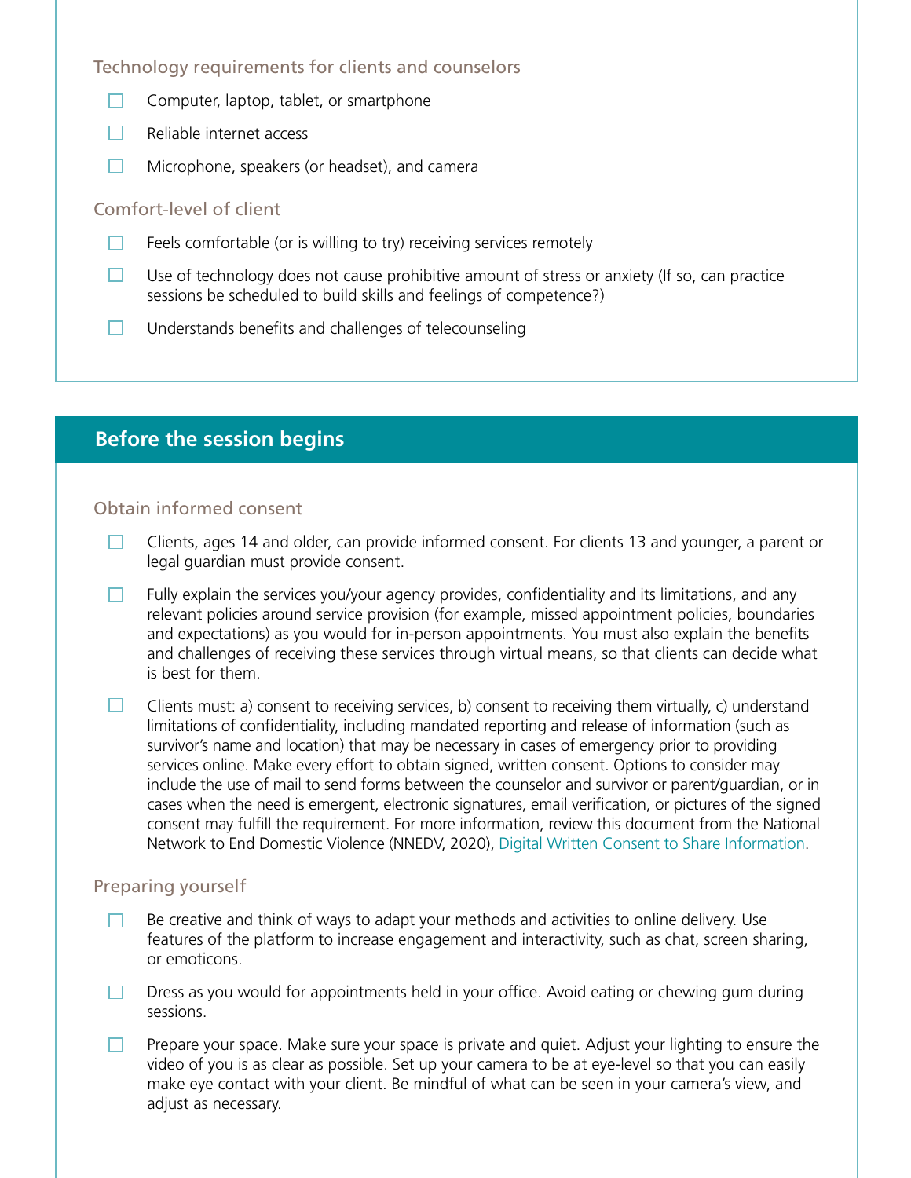### Technology requirements for clients and counselors

- [ ] Computer, laptop, tablet, or smartphone
- [ ] Reliable internet access
- [ ] Microphone, speakers (or headset), and camera

### Comfort-level of client

- [ ] Feels comfortable (or is willing to try) receiving services remotely
- [ ] Use of technology does not cause prohibitive amount of stress or anxiety (If so, can practice sessions be scheduled to build skills and feelings of competence?)
- [ ] Understands benefits and challenges of telecounseling

## Before the session begins

### Obtain informed consent

- [ ] Clients, ages 14 and older, can provide informed consent. For clients 13 and younger, a parent or legal guardian must provide consent.
- [ ] Fully explain the services you/your agency provides, confidentiality and its limitations, and any relevant policies around service provision (for example, missed appointment policies, boundaries and expectations) as you would for in-person appointments. You must also explain the benefits and challenges of receiving these services through virtual means, so that clients can decide what is best for them.
- [ ] Clients must: a) consent to receiving services, b) consent to receiving them virtually, c) understand limitations of confidentiality, including mandated reporting and release of information (such as survivor's name and location) that may be necessary in cases of emergency prior to providing services online. Make every effort to obtain signed, written consent. Options to consider may include the use of mail to send forms between the counselor and survivor or parent/guardian, or in cases when the need is emergent, electronic signatures, email verification, or pictures of the signed consent may fulfill the requirement. For more information, review this document from the National Network to End Domestic Violence (NNEDV, 2020), Digital Written Consent to Share Information.

### Preparing yourself

- [ ] Be creative and think of ways to adapt your methods and activities to online delivery. Use features of the platform to increase engagement and interactivity, such as chat, screen sharing, or emoticons.
- [ ] Dress as you would for appointments held in your office. Avoid eating or chewing gum during sessions.
- [ ] Prepare your space. Make sure your space is private and quiet. Adjust your lighting to ensure the video of you is as clear as possible. Set up your camera to be at eye-level so that you can easily make eye contact with your client. Be mindful of what can be seen in your camera's view, and adjust as necessary.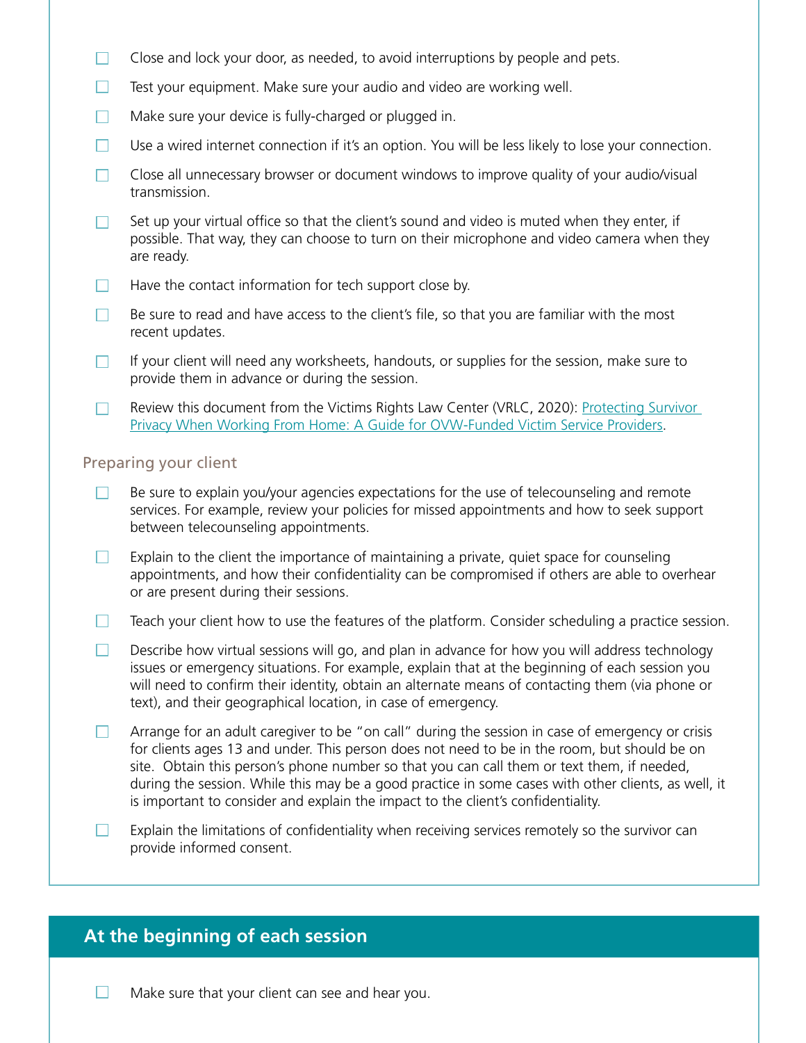- [ ] Close and lock your door, as needed, to avoid interruptions by people and pets.
- [ ] Test your equipment. Make sure your audio and video are working well.
- [ ] Make sure your device is fully-charged or plugged in.
- [ ] Use a wired internet connection if it's an option. You will be less likely to lose your connection.
- [ ] Close all unnecessary browser or document windows to improve quality of your audio/visual transmission.
- [ ] Set up your virtual office so that the client's sound and video is muted when they enter, if possible. That way, they can choose to turn on their microphone and video camera when they are ready.
- [ ] Have the contact information for tech support close by.
- [ ] Be sure to read and have access to the client's file, so that you are familiar with the most recent updates.
- [ ] If your client will need any worksheets, handouts, or supplies for the session, make sure to provide them in advance or during the session.
- [ ] Review this document from the Victims Rights Law Center (VRLC, 2020): Protecting Survivor Privacy When Working From Home: A Guide for OVW-Funded Victim Service Providers.

### Preparing your client

- [ ] Be sure to explain you/your agencies expectations for the use of telecounseling and remote services. For example, review your policies for missed appointments and how to seek support between telecounseling appointments.
- [ ] Explain to the client the importance of maintaining a private, quiet space for counseling appointments, and how their confidentiality can be compromised if others are able to overhear or are present during their sessions.
- [ ] Teach your client how to use the features of the platform. Consider scheduling a practice session.
- [ ] Describe how virtual sessions will go, and plan in advance for how you will address technology issues or emergency situations. For example, explain that at the beginning of each session you will need to confirm their identity, obtain an alternate means of contacting them (via phone or text), and their geographical location, in case of emergency.
- [ ] Arrange for an adult caregiver to be "on call" during the session in case of emergency or crisis for clients ages 13 and under. This person does not need to be in the room, but should be on site. Obtain this person's phone number so that you can call them or text them, if needed, during the session. While this may be a good practice in some cases with other clients, as well, it is important to consider and explain the impact to the client's confidentiality.
- [ ] Explain the limitations of confidentiality when receiving services remotely so the survivor can provide informed consent.

## At the beginning of each session

- [ ] Make sure that your client can see and hear you.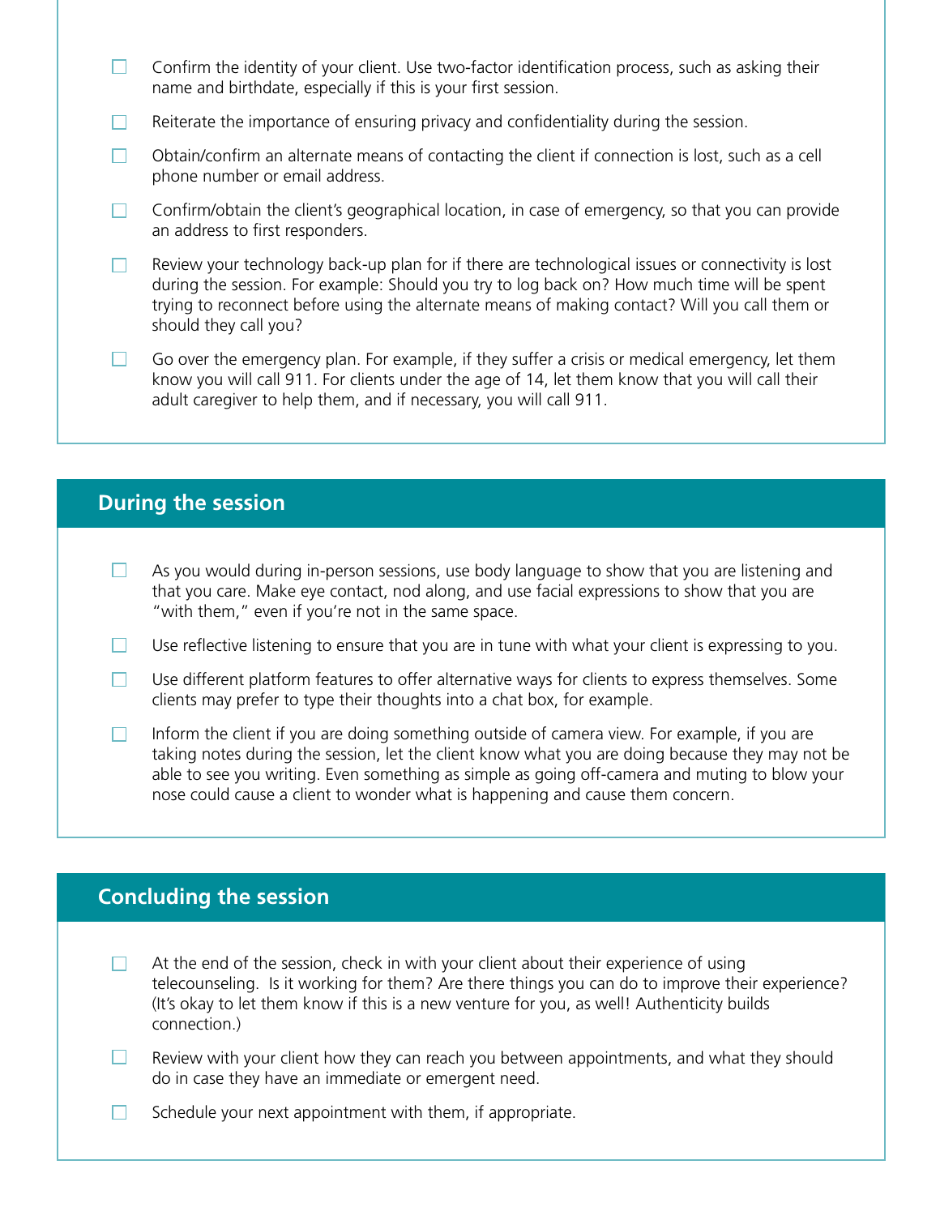- [ ] Confirm the identity of your client. Use two-factor identification process, such as asking their name and birthdate, especially if this is your first session.
- [ ] Reiterate the importance of ensuring privacy and confidentiality during the session.
- [ ] Obtain/confirm an alternate means of contacting the client if connection is lost, such as a cell phone number or email address.
- [ ] Confirm/obtain the client's geographical location, in case of emergency, so that you can provide an address to first responders.
- [ ] Review your technology back-up plan for if there are technological issues or connectivity is lost during the session. For example: Should you try to log back on? How much time will be spent trying to reconnect before using the alternate means of making contact? Will you call them or should they call you?
- [ ] Go over the emergency plan. For example, if they suffer a crisis or medical emergency, let them know you will call 911. For clients under the age of 14, let them know that you will call their adult caregiver to help them, and if necessary, you will call 911.

## During the session

- [ ] As you would during in-person sessions, use body language to show that you are listening and that you care. Make eye contact, nod along, and use facial expressions to show that you are "with them," even if you're not in the same space.
- [ ] Use reflective listening to ensure that you are in tune with what your client is expressing to you.
- [ ] Use different platform features to offer alternative ways for clients to express themselves. Some clients may prefer to type their thoughts into a chat box, for example.
- [ ] Inform the client if you are doing something outside of camera view. For example, if you are taking notes during the session, let the client know what you are doing because they may not be able to see you writing. Even something as simple as going off-camera and muting to blow your nose could cause a client to wonder what is happening and cause them concern.

## Concluding the session

- [ ] At the end of the session, check in with your client about their experience of using telecounseling. Is it working for them? Are there things you can do to improve their experience? (It's okay to let them know if this is a new venture for you, as well! Authenticity builds connection.)
- [ ] Review with your client how they can reach you between appointments, and what they should do in case they have an immediate or emergent need.
- [ ] Schedule your next appointment with them, if appropriate.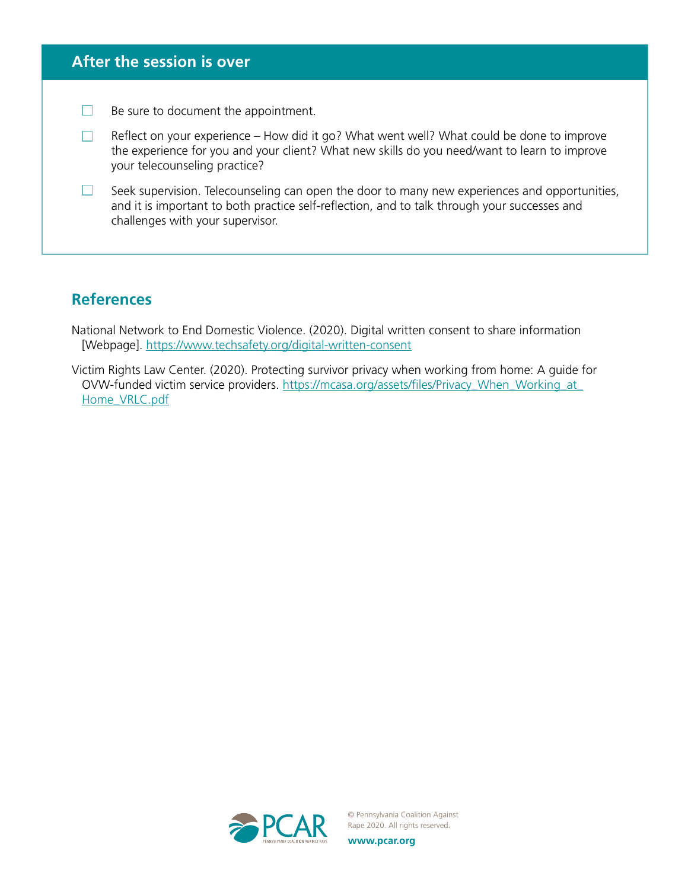## After the session is over

- [ ] Be sure to document the appointment.
- [ ] Reflect on your experience – How did it go? What went well? What could be done to improve the experience for you and your client? What new skills do you need/want to learn to improve your telecounseling practice?
- [ ] Seek supervision. Telecounseling can open the door to many new experiences and opportunities, and it is important to both practice self-reflection, and to talk through your successes and challenges with your supervisor.

## References

National Network to End Domestic Violence. (2020). Digital written consent to share information [Webpage]. https://www.techsafety.org/digital-written-consent

Victim Rights Law Center. (2020). Protecting survivor privacy when working from home: A guide for OVW-funded victim service providers. https://mcasa.org/assets/files/Privacy_When_Working_at_Home_VRLC.pdf

PCAR PENNSYLVANIA COALITION AGAINST RAPE

© Pennsylvania Coalition Against Rape 2020. All rights reserved.

www.pcar.org